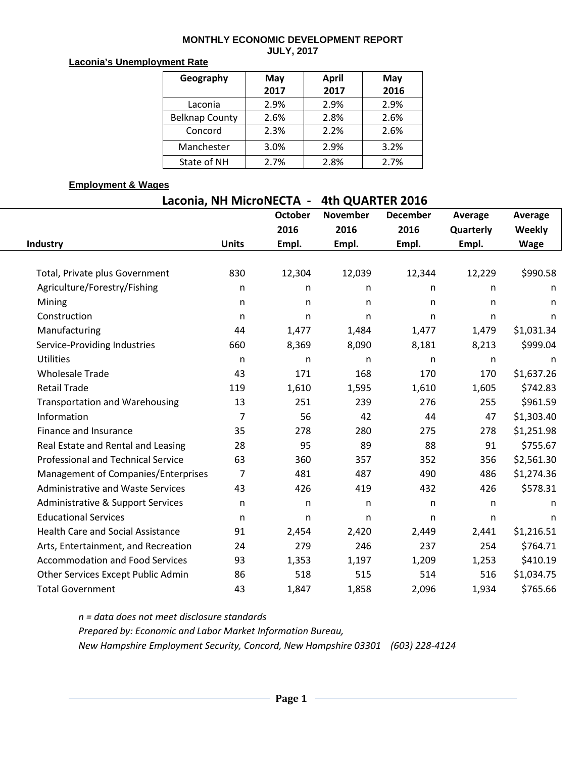# MONTHLY ECONOMIC DEVELOPMENT REPORT
## JULY, 2017

**Laconia's Unemployment Rate**

| Geography | May 2017 | April 2017 | May 2016 |
|---|---|---|---|
| Laconia | 2.9% | 2.9% | 2.9% |
| Belknap County | 2.6% | 2.8% | 2.6% |
| Concord | 2.3% | 2.2% | 2.6% |
| Manchester | 3.0% | 2.9% | 3.2% |
| State of NH | 2.7% | 2.8% | 2.7% |

**Employment & Wages**

**Laconia, NH MicroNECTA - 4th QUARTER 2016**

| Industry | Units | October 2016 Empl. | November 2016 Empl. | December 2016 Empl. | Average Quarterly Empl. | Average Weekly Wage |
|---|---|---|---|---|---|---|
| Total, Private plus Government | 830 | 12,304 | 12,039 | 12,344 | 12,229 | $990.58 |
| Agriculture/Forestry/Fishing | n | n | n | n | n | n |
| Mining | n | n | n | n | n | n |
| Construction | n | n | n | n | n | n |
| Manufacturing | 44 | 1,477 | 1,484 | 1,477 | 1,479 | $1,031.34 |
| Service-Providing Industries | 660 | 8,369 | 8,090 | 8,181 | 8,213 | $999.04 |
| Utilities | n | n | n | n | n | n |
| Wholesale Trade | 43 | 171 | 168 | 170 | 170 | $1,637.26 |
| Retail Trade | 119 | 1,610 | 1,595 | 1,610 | 1,605 | $742.83 |
| Transportation and Warehousing | 13 | 251 | 239 | 276 | 255 | $961.59 |
| Information | 7 | 56 | 42 | 44 | 47 | $1,303.40 |
| Finance and Insurance | 35 | 278 | 280 | 275 | 278 | $1,251.98 |
| Real Estate and Rental and Leasing | 28 | 95 | 89 | 88 | 91 | $755.67 |
| Professional and Technical Service | 63 | 360 | 357 | 352 | 356 | $2,561.30 |
| Management of Companies/Enterprises | 7 | 481 | 487 | 490 | 486 | $1,274.36 |
| Administrative and Waste Services | 43 | 426 | 419 | 432 | 426 | $578.31 |
| Administrative & Support Services | n | n | n | n | n | n |
| Educational Services | n | n | n | n | n | n |
| Health Care and Social Assistance | 91 | 2,454 | 2,420 | 2,449 | 2,441 | $1,216.51 |
| Arts, Entertainment, and Recreation | 24 | 279 | 246 | 237 | 254 | $764.71 |
| Accommodation and Food Services | 93 | 1,353 | 1,197 | 1,209 | 1,253 | $410.19 |
| Other Services Except Public Admin | 86 | 518 | 515 | 514 | 516 | $1,034.75 |
| Total Government | 43 | 1,847 | 1,858 | 2,096 | 1,934 | $765.66 |

*n = data does not meet disclosure standards*

*Prepared by: Economic and Labor Market Information Bureau,*

*New Hampshire Employment Security, Concord, New Hampshire 03301 (603) 228-4124*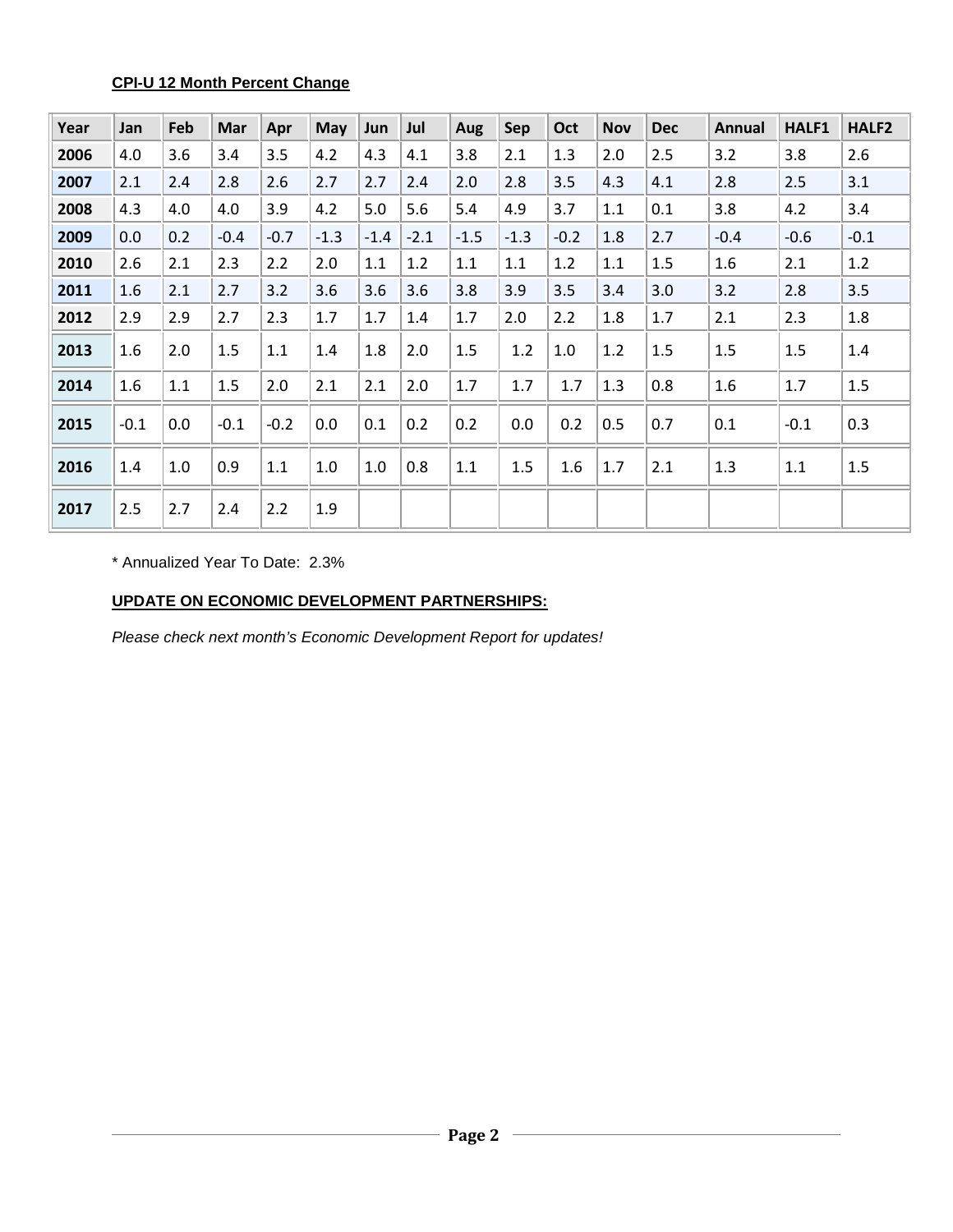**CPI-U 12 Month Percent Change**

| Year | Jan | Feb | Mar | Apr | May | Jun | Jul | Aug | Sep | Oct | Nov | Dec | Annual | HALF1 | HALF2 |
|---|---|---|---|---|---|---|---|---|---|---|---|---|---|---|---|
| 2006 | 4.0 | 3.6 | 3.4 | 3.5 | 4.2 | 4.3 | 4.1 | 3.8 | 2.1 | 1.3 | 2.0 | 2.5 | 3.2 | 3.8 | 2.6 |
| 2007 | 2.1 | 2.4 | 2.8 | 2.6 | 2.7 | 2.7 | 2.4 | 2.0 | 2.8 | 3.5 | 4.3 | 4.1 | 2.8 | 2.5 | 3.1 |
| 2008 | 4.3 | 4.0 | 4.0 | 3.9 | 4.2 | 5.0 | 5.6 | 5.4 | 4.9 | 3.7 | 1.1 | 0.1 | 3.8 | 4.2 | 3.4 |
| 2009 | 0.0 | 0.2 | -0.4 | -0.7 | -1.3 | -1.4 | -2.1 | -1.5 | -1.3 | -0.2 | 1.8 | 2.7 | -0.4 | -0.6 | -0.1 |
| 2010 | 2.6 | 2.1 | 2.3 | 2.2 | 2.0 | 1.1 | 1.2 | 1.1 | 1.1 | 1.2 | 1.1 | 1.5 | 1.6 | 2.1 | 1.2 |
| 2011 | 1.6 | 2.1 | 2.7 | 3.2 | 3.6 | 3.6 | 3.6 | 3.8 | 3.9 | 3.5 | 3.4 | 3.0 | 3.2 | 2.8 | 3.5 |
| 2012 | 2.9 | 2.9 | 2.7 | 2.3 | 1.7 | 1.7 | 1.4 | 1.7 | 2.0 | 2.2 | 1.8 | 1.7 | 2.1 | 2.3 | 1.8 |
| 2013 | 1.6 | 2.0 | 1.5 | 1.1 | 1.4 | 1.8 | 2.0 | 1.5 | 1.2 | 1.0 | 1.2 | 1.5 | 1.5 | 1.5 | 1.4 |
| 2014 | 1.6 | 1.1 | 1.5 | 2.0 | 2.1 | 2.1 | 2.0 | 1.7 | 1.7 | 1.7 | 1.3 | 0.8 | 1.6 | 1.7 | 1.5 |
| 2015 | -0.1 | 0.0 | -0.1 | -0.2 | 0.0 | 0.1 | 0.2 | 0.2 | 0.0 | 0.2 | 0.5 | 0.7 | 0.1 | -0.1 | 0.3 |
| 2016 | 1.4 | 1.0 | 0.9 | 1.1 | 1.0 | 1.0 | 0.8 | 1.1 | 1.5 | 1.6 | 1.7 | 2.1 | 1.3 | 1.1 | 1.5 |
| 2017 | 2.5 | 2.7 | 2.4 | 2.2 | 1.9 | | | | | | | | | | |

* Annualized Year To Date: 2.3%

**UPDATE ON ECONOMIC DEVELOPMENT PARTNERSHIPS:**

*Please check next month's Economic Development Report for updates!*